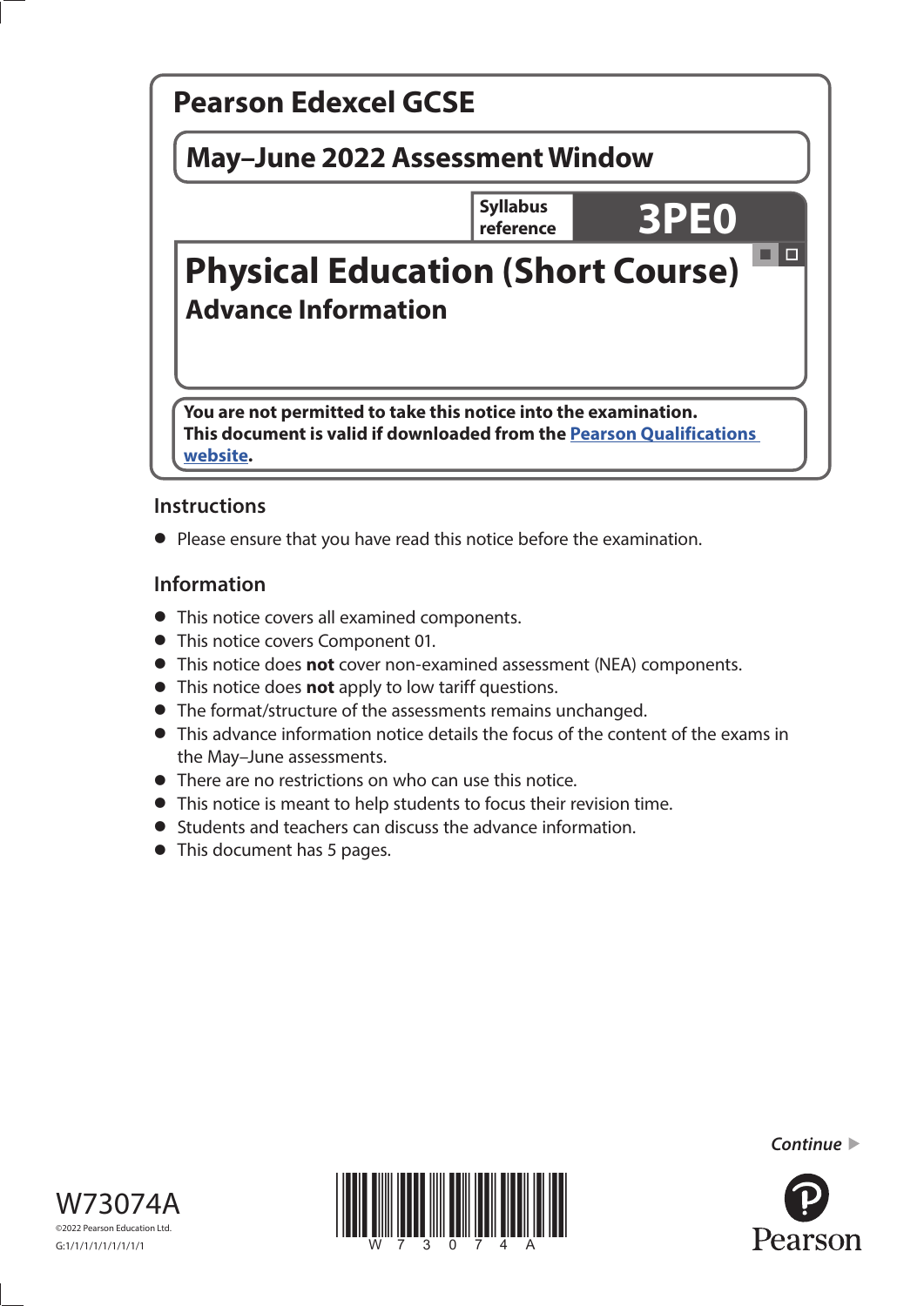# Pearson Edexcel GCSE

## May–June 2022 Assessment Window

Syllabus reference **3PE0**

# Physical Education (Short Course)

## Advance Information

**You are not permitted to take this notice into the examination.**
**This document is valid if downloaded from the Pearson Qualifications website.**

### Instructions

- Please ensure that you have read this notice before the examination.

### Information

- This notice covers all examined components.
- This notice covers Component 01.
- This notice does **not** cover non-examined assessment (NEA) components.
- This notice does **not** apply to low tariff questions.
- The format/structure of the assessments remains unchanged.
- This advance information notice details the focus of the content of the exams in the May–June assessments.
- There are no restrictions on who can use this notice.
- This notice is meant to help students to focus their revision time.
- Students and teachers can discuss the advance information.
- This document has 5 pages.

*Continue* ▶

W73074A

©2022 Pearson Education Ltd.

G:1/1/1/1/1/1/1/1/1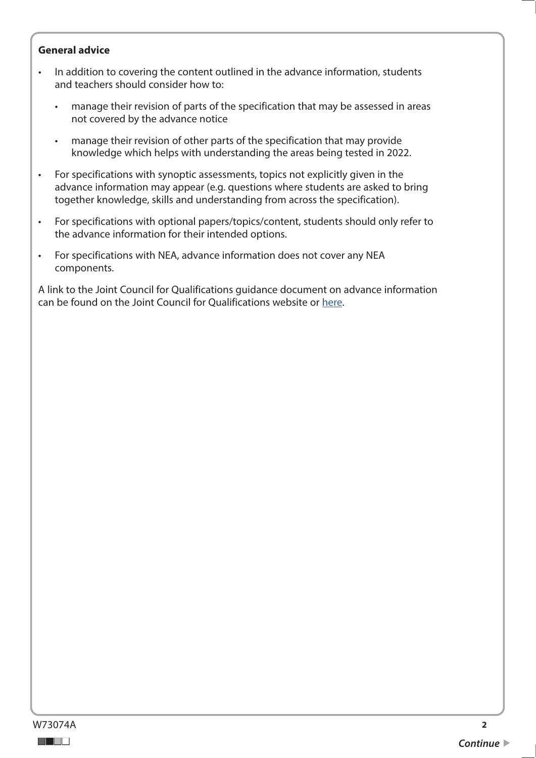**General advice**

- In addition to covering the content outlined in the advance information, students and teachers should consider how to:
  - manage their revision of parts of the specification that may be assessed in areas not covered by the advance notice
  - manage their revision of other parts of the specification that may provide knowledge which helps with understanding the areas being tested in 2022.
- For specifications with synoptic assessments, topics not explicitly given in the advance information may appear (e.g. questions where students are asked to bring together knowledge, skills and understanding from across the specification).
- For specifications with optional papers/topics/content, students should only refer to the advance information for their intended options.
- For specifications with NEA, advance information does not cover any NEA components.

A link to the Joint Council for Qualifications guidance document on advance information can be found on the Joint Council for Qualifications website or here.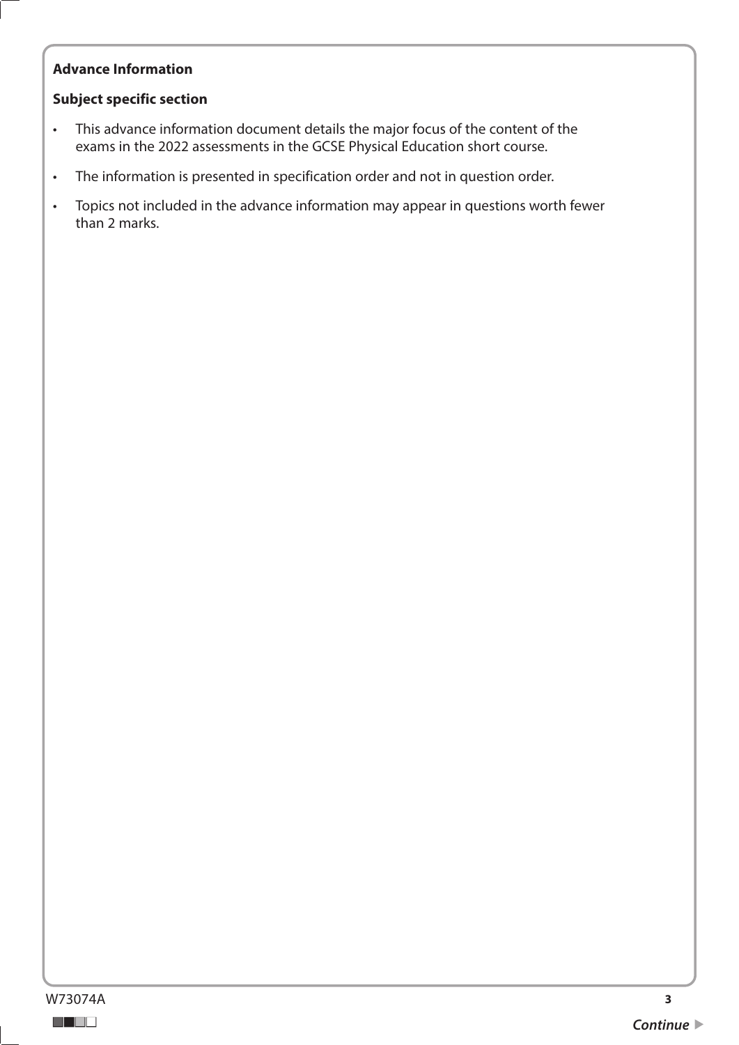**Advance Information**

**Subject specific section**

- This advance information document details the major focus of the content of the exams in the 2022 assessments in the GCSE Physical Education short course.
- The information is presented in specification order and not in question order.
- Topics not included in the advance information may appear in questions worth fewer than 2 marks.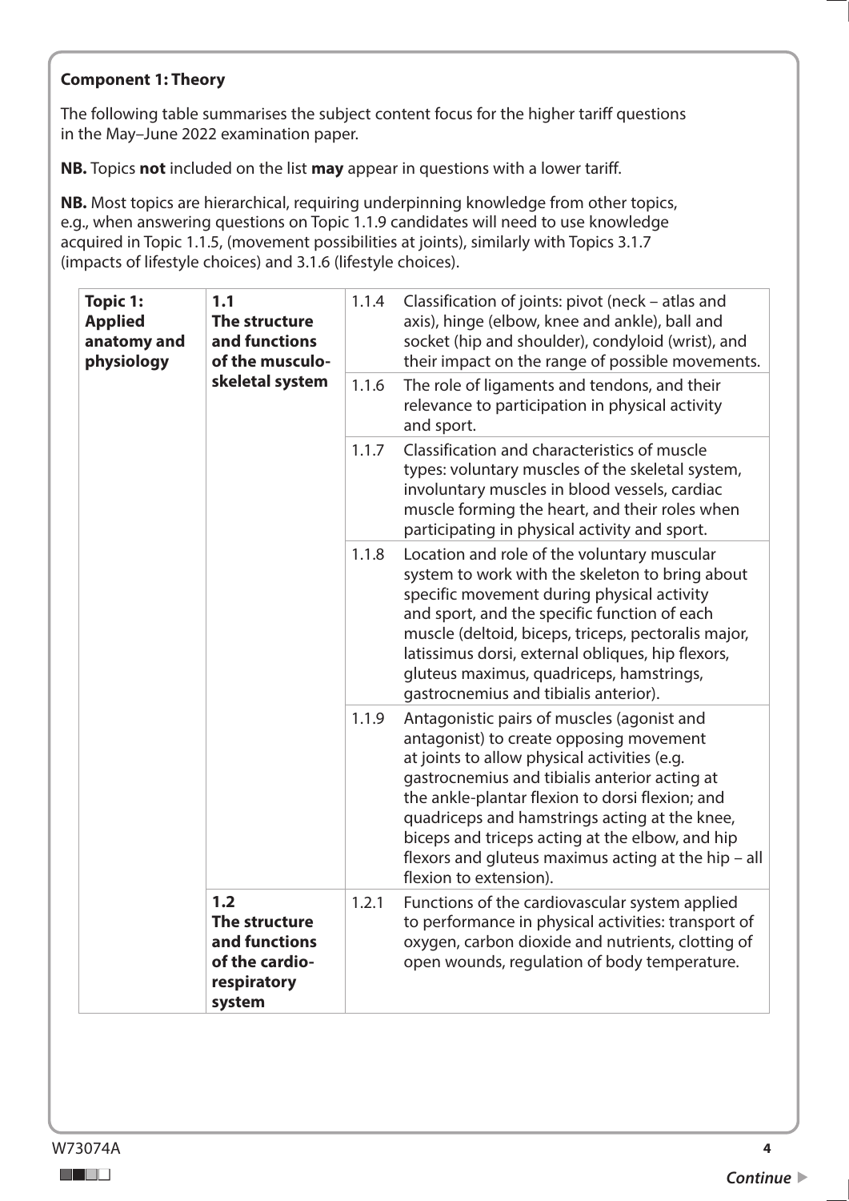**Component 1: Theory**

The following table summarises the subject content focus for the higher tariff questions in the May–June 2022 examination paper.

**NB.** Topics **not** included on the list **may** appear in questions with a lower tariff.

**NB.** Most topics are hierarchical, requiring underpinning knowledge from other topics, e.g., when answering questions on Topic 1.1.9 candidates will need to use knowledge acquired in Topic 1.1.5, (movement possibilities at joints), similarly with Topics 3.1.7 (impacts of lifestyle choices) and 3.1.6 (lifestyle choices).

| | | | |
|---|---|---|---|
| **Topic 1: Applied anatomy and physiology** | **1.1 The structure and functions of the musculo-skeletal system** | 1.1.4 | Classification of joints: pivot (neck – atlas and axis), hinge (elbow, knee and ankle), ball and socket (hip and shoulder), condyloid (wrist), and their impact on the range of possible movements. |
| | | 1.1.6 | The role of ligaments and tendons, and their relevance to participation in physical activity and sport. |
| | | 1.1.7 | Classification and characteristics of muscle types: voluntary muscles of the skeletal system, involuntary muscles in blood vessels, cardiac muscle forming the heart, and their roles when participating in physical activity and sport. |
| | | 1.1.8 | Location and role of the voluntary muscular system to work with the skeleton to bring about specific movement during physical activity and sport, and the specific function of each muscle (deltoid, biceps, triceps, pectoralis major, latissimus dorsi, external obliques, hip flexors, gluteus maximus, quadriceps, hamstrings, gastrocnemius and tibialis anterior). |
| | | 1.1.9 | Antagonistic pairs of muscles (agonist and antagonist) to create opposing movement at joints to allow physical activities (e.g. gastrocnemius and tibialis anterior acting at the ankle-plantar flexion to dorsi flexion; and quadriceps and hamstrings acting at the knee, biceps and triceps acting at the elbow, and hip flexors and gluteus maximus acting at the hip – all flexion to extension). |
| | **1.2 The structure and functions of the cardio-respiratory system** | 1.2.1 | Functions of the cardiovascular system applied to performance in physical activities: transport of oxygen, carbon dioxide and nutrients, clotting of open wounds, regulation of body temperature. |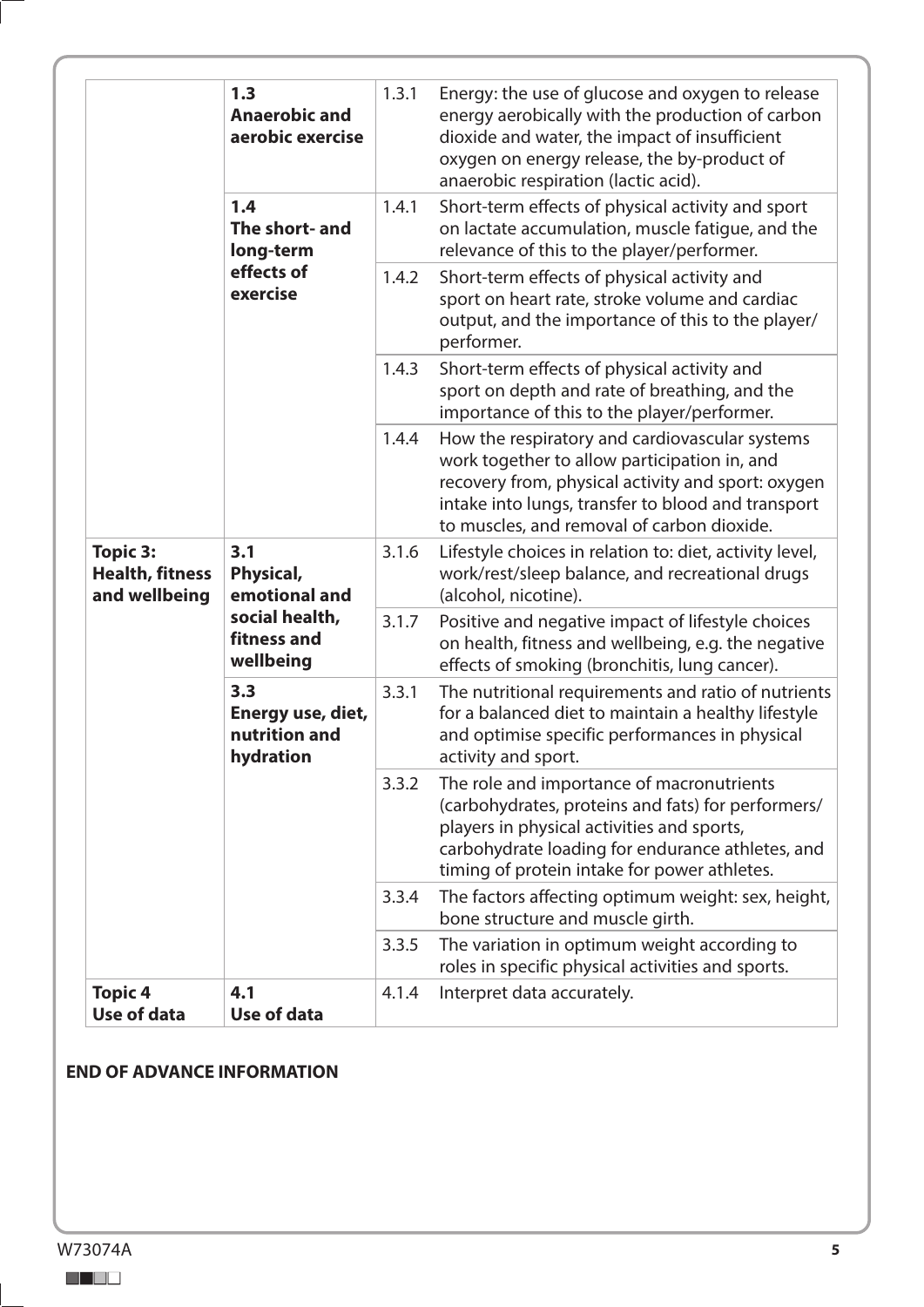| | | | |
|---|---|---|---|
| | **1.3 Anaerobic and aerobic exercise** | 1.3.1 | Energy: the use of glucose and oxygen to release energy aerobically with the production of carbon dioxide and water, the impact of insufficient oxygen on energy release, the by-product of anaerobic respiration (lactic acid). |
| | **1.4 The short- and long-term effects of exercise** | 1.4.1 | Short-term effects of physical activity and sport on lactate accumulation, muscle fatigue, and the relevance of this to the player/performer. |
| | | 1.4.2 | Short-term effects of physical activity and sport on heart rate, stroke volume and cardiac output, and the importance of this to the player/performer. |
| | | 1.4.3 | Short-term effects of physical activity and sport on depth and rate of breathing, and the importance of this to the player/performer. |
| | | 1.4.4 | How the respiratory and cardiovascular systems work together to allow participation in, and recovery from, physical activity and sport: oxygen intake into lungs, transfer to blood and transport to muscles, and removal of carbon dioxide. |
| **Topic 3: Health, fitness and wellbeing** | **3.1 Physical, emotional and social health, fitness and wellbeing** | 3.1.6 | Lifestyle choices in relation to: diet, activity level, work/rest/sleep balance, and recreational drugs (alcohol, nicotine). |
| | | 3.1.7 | Positive and negative impact of lifestyle choices on health, fitness and wellbeing, e.g. the negative effects of smoking (bronchitis, lung cancer). |
| | **3.3 Energy use, diet, nutrition and hydration** | 3.3.1 | The nutritional requirements and ratio of nutrients for a balanced diet to maintain a healthy lifestyle and optimise specific performances in physical activity and sport. |
| | | 3.3.2 | The role and importance of macronutrients (carbohydrates, proteins and fats) for performers/players in physical activities and sports, carbohydrate loading for endurance athletes, and timing of protein intake for power athletes. |
| | | 3.3.4 | The factors affecting optimum weight: sex, height, bone structure and muscle girth. |
| | | 3.3.5 | The variation in optimum weight according to roles in specific physical activities and sports. |
| **Topic 4 Use of data** | **4.1 Use of data** | 4.1.4 | Interpret data accurately. |

**END OF ADVANCE INFORMATION**